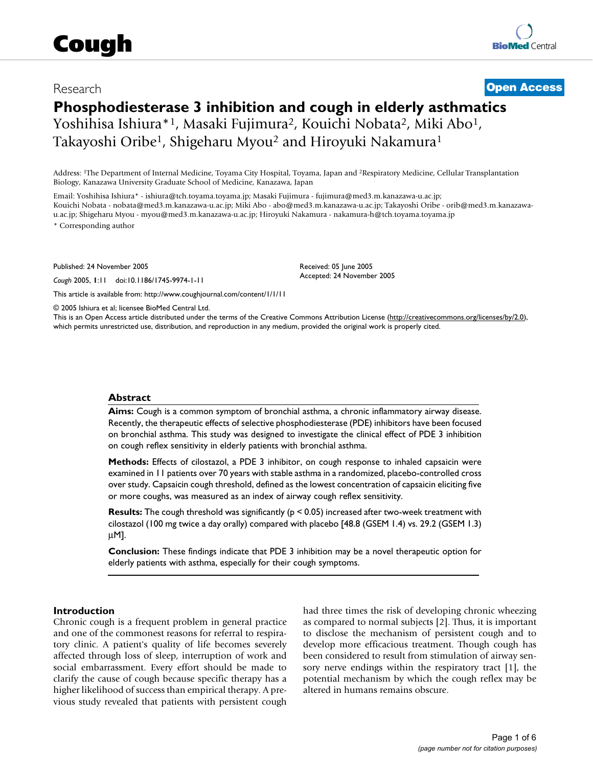Research

**Open Access**

# Phosphodiesterase 3 inhibition and cough in elderly asthmatics

Yoshihisa Ishiura*[1], Masaki Fujimura[2], Kouichi Nobata[2], Miki Abo[1], Takayoshi Oribe[1], Shigeharu Myou[2] and Hiroyuki Nakamura[1]

Address: [1]The Department of Internal Medicine, Toyama City Hospital, Toyama, Japan and [2]Respiratory Medicine, Cellular Transplantation Biology, Kanazawa University Graduate School of Medicine, Kanazawa, Japan

Email: Yoshihisa Ishiura* - ishiura@tch.toyama.toyama.jp; Masaki Fujimura - fujimura@med3.m.kanazawa-u.ac.jp; Kouichi Nobata - nobata@med3.m.kanazawa-u.ac.jp; Miki Abo - abo@med3.m.kanazawa-u.ac.jp; Takayoshi Oribe - orib@med3.m.kanazawa-u.ac.jp; Shigeharu Myou - myou@med3.m.kanazawa-u.ac.jp; Hiroyuki Nakamura - nakamura-h@tch.toyama.toyama.jp

* Corresponding author

Published: 24 November 2005

*Cough* 2005, **1**:11 doi:10.1186/1745-9974-1-11

Received: 05 June 2005
Accepted: 24 November 2005

This article is available from: http://www.coughjournal.com/content/1/1/11

© 2005 Ishiura et al; licensee BioMed Central Ltd.
This is an Open Access article distributed under the terms of the Creative Commons Attribution License (http://creativecommons.org/licenses/by/2.0), which permits unrestricted use, distribution, and reproduction in any medium, provided the original work is properly cited.

## Abstract

**Aims:** Cough is a common symptom of bronchial asthma, a chronic inflammatory airway disease. Recently, the therapeutic effects of selective phosphodiesterase (PDE) inhibitors have been focused on bronchial asthma. This study was designed to investigate the clinical effect of PDE 3 inhibition on cough reflex sensitivity in elderly patients with bronchial asthma.

**Methods:** Effects of cilostazol, a PDE 3 inhibitor, on cough response to inhaled capsaicin were examined in 11 patients over 70 years with stable asthma in a randomized, placebo-controlled cross over study. Capsaicin cough threshold, defined as the lowest concentration of capsaicin eliciting five or more coughs, was measured as an index of airway cough reflex sensitivity.

**Results:** The cough threshold was significantly ($p < 0.05$) increased after two-week treatment with cilostazol (100 mg twice a day orally) compared with placebo [48.8 (GSEM 1.4) vs. 29.2 (GSEM 1.3) μM].

**Conclusion:** These findings indicate that PDE 3 inhibition may be a novel therapeutic option for elderly patients with asthma, especially for their cough symptoms.

## Introduction

Chronic cough is a frequent problem in general practice and one of the commonest reasons for referral to respiratory clinic. A patient's quality of life becomes severely affected through loss of sleep, interruption of work and social embarrassment. Every effort should be made to clarify the cause of cough because specific therapy has a higher likelihood of success than empirical therapy. A previous study revealed that patients with persistent cough had three times the risk of developing chronic wheezing as compared to normal subjects [2]. Thus, it is important to disclose the mechanism of persistent cough and to develop more efficacious treatment. Though cough has been considered to result from stimulation of airway sensory nerve endings within the respiratory tract [1], the potential mechanism by which the cough reflex may be altered in humans remains obscure.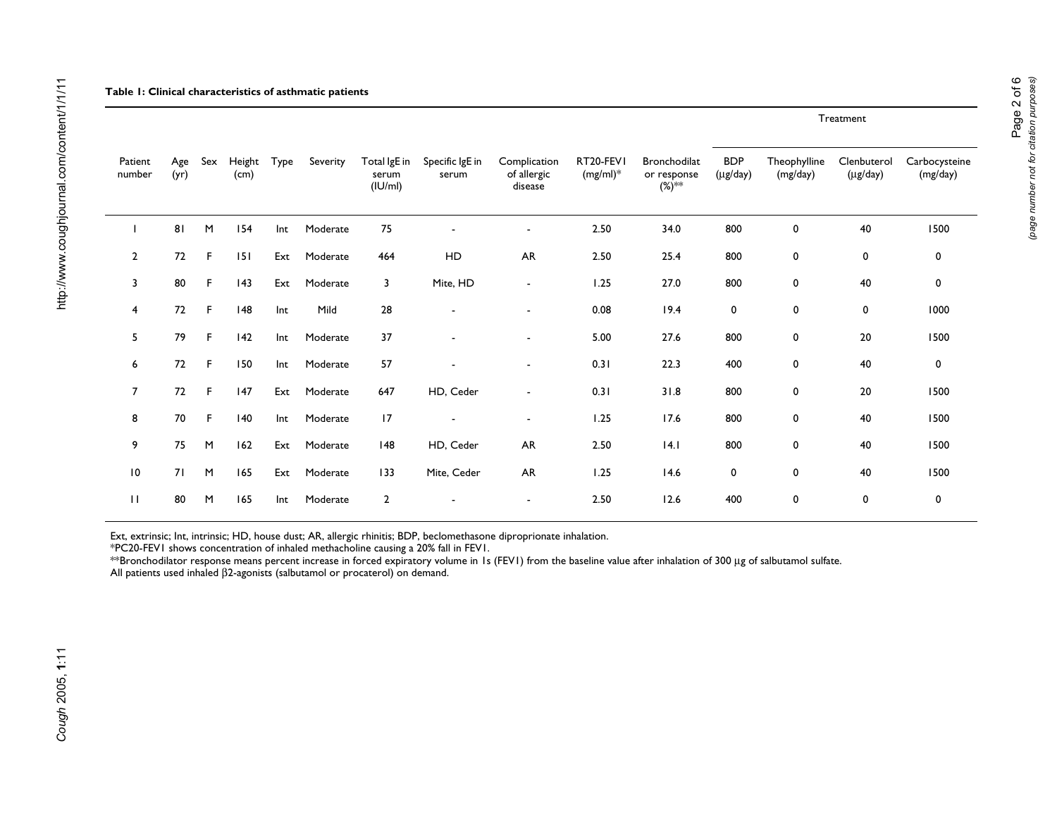**Table 1: Clinical characteristics of asthmatic patients**

| Patient number | Age (yr) | Sex | Height (cm) | Type | Severity | Total IgE in serum (IU/ml) | Specific IgE in serum | Complication of allergic disease | RT20-FEV1 (mg/ml)* | Bronchodilator response (%)** | Treatment | | | |
|---|---|---|---|---|---|---|---|---|---|---|---|---|---|---|
| | | | | | | | | | | | BDP (μg/day) | Theophylline (mg/day) | Clenbuterol (μg/day) | Carbocysteine (mg/day) |
| 1 | 81 | M | 154 | Int | Moderate | 75 | - | - | 2.50 | 34.0 | 800 | 0 | 40 | 1500 |
| 2 | 72 | F | 151 | Ext | Moderate | 464 | HD | AR | 2.50 | 25.4 | 800 | 0 | 0 | 0 |
| 3 | 80 | F | 143 | Ext | Moderate | 3 | Mite, HD | - | 1.25 | 27.0 | 800 | 0 | 40 | 0 |
| 4 | 72 | F | 148 | Int | Mild | 28 | - | - | 0.08 | 19.4 | 0 | 0 | 0 | 1000 |
| 5 | 79 | F | 142 | Int | Moderate | 37 | - | - | 5.00 | 27.6 | 800 | 0 | 20 | 1500 |
| 6 | 72 | F | 150 | Int | Moderate | 57 | - | - | 0.31 | 22.3 | 400 | 0 | 40 | 0 |
| 7 | 72 | F | 147 | Ext | Moderate | 647 | HD, Ceder | - | 0.31 | 31.8 | 800 | 0 | 20 | 1500 |
| 8 | 70 | F | 140 | Int | Moderate | 17 | - | - | 1.25 | 17.6 | 800 | 0 | 40 | 1500 |
| 9 | 75 | M | 162 | Ext | Moderate | 148 | HD, Ceder | AR | 2.50 | 14.1 | 800 | 0 | 40 | 1500 |
| 10 | 71 | M | 165 | Ext | Moderate | 133 | Mite, Ceder | AR | 1.25 | 14.6 | 0 | 0 | 40 | 1500 |
| 11 | 80 | M | 165 | Int | Moderate | 2 | - | - | 2.50 | 12.6 | 400 | 0 | 0 | 0 |

Ext, extrinsic; Int, intrinsic; HD, house dust; AR, allergic rhinitis; BDP, beclomethasone diproprionate inhalation.
*PC20-FEV1 shows concentration of inhaled methacholine causing a 20% fall in FEV1.
**Bronchodilator response means percent increase in forced expiratory volume in 1s (FEV1) from the baseline value after inhalation of 300 μg of salbutamol sulfate.
All patients used inhaled β2-agonists (salbutamol or procaterol) on demand.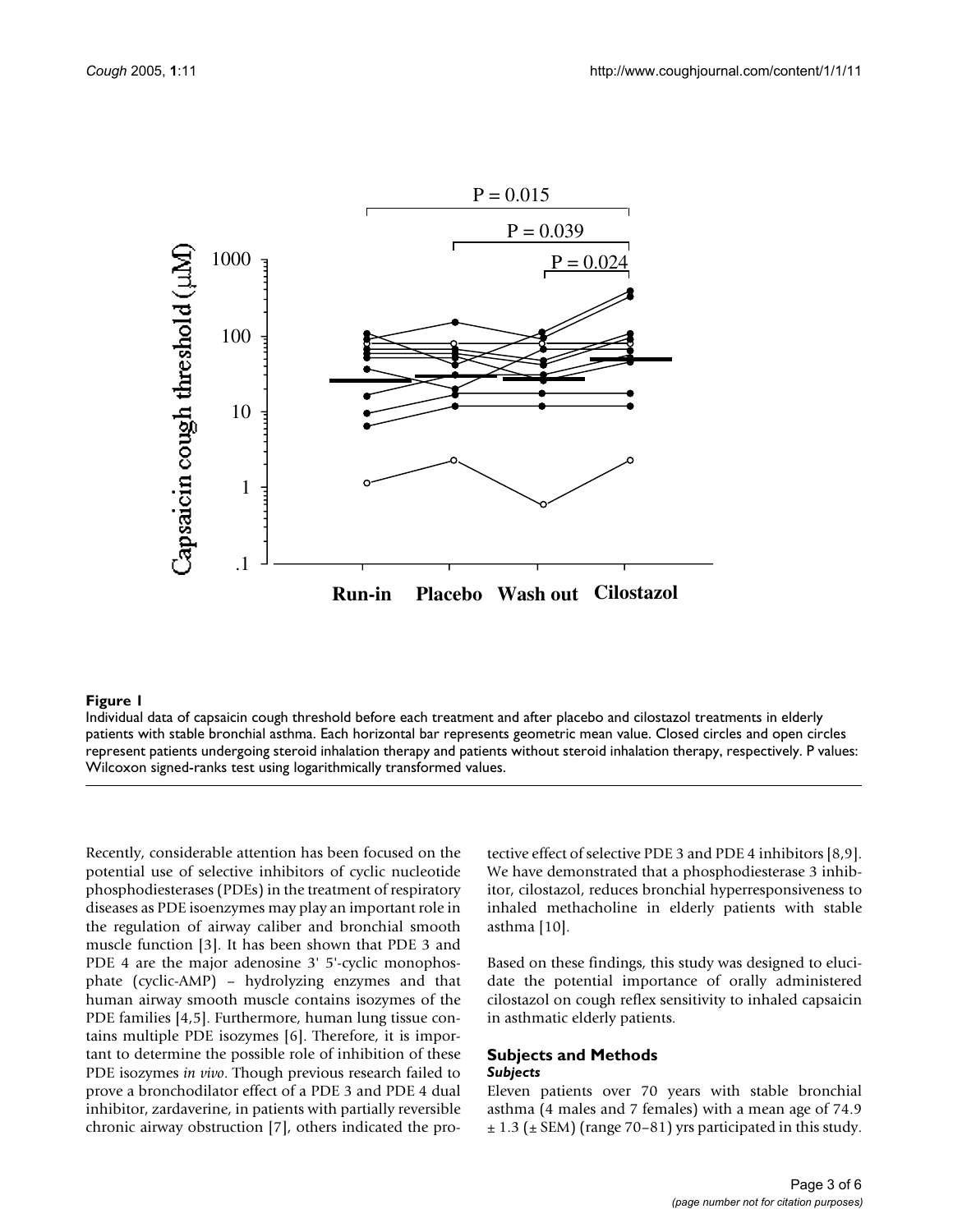**Figure 1**

Individual data of capsaicin cough threshold before each treatment and after placebo and cilostazol treatments in elderly patients with stable bronchial asthma. Each horizontal bar represents geometric mean value. Closed circles and open circles represent patients undergoing steroid inhalation therapy and patients without steroid inhalation therapy, respectively. P values: Wilcoxon signed-ranks test using logarithmically transformed values.

Recently, considerable attention has been focused on the potential use of selective inhibitors of cyclic nucleotide phosphodiesterases (PDEs) in the treatment of respiratory diseases as PDE isoenzymes may play an important role in the regulation of airway caliber and bronchial smooth muscle function [3]. It has been shown that PDE 3 and PDE 4 are the major adenosine 3' 5'-cyclic monophosphate (cyclic-AMP) – hydrolyzing enzymes and that human airway smooth muscle contains isozymes of the PDE families [4,5]. Furthermore, human lung tissue contains multiple PDE isozymes [6]. Therefore, it is important to determine the possible role of inhibition of these PDE isozymes *in vivo*. Though previous research failed to prove a bronchodilator effect of a PDE 3 and PDE 4 dual inhibitor, zardaverine, in patients with partially reversible chronic airway obstruction [7], others indicated the protective effect of selective PDE 3 and PDE 4 inhibitors [8,9]. We have demonstrated that a phosphodiesterase 3 inhibitor, cilostazol, reduces bronchial hyperresponsiveness to inhaled methacholine in elderly patients with stable asthma [10].

Based on these findings, this study was designed to elucidate the potential importance of orally administered cilostazol on cough reflex sensitivity to inhaled capsaicin in asthmatic elderly patients.

## Subjects and Methods

### *Subjects*

Eleven patients over 70 years with stable bronchial asthma (4 males and 7 females) with a mean age of 74.9 ± 1.3 (± SEM) (range 70–81) yrs participated in this study.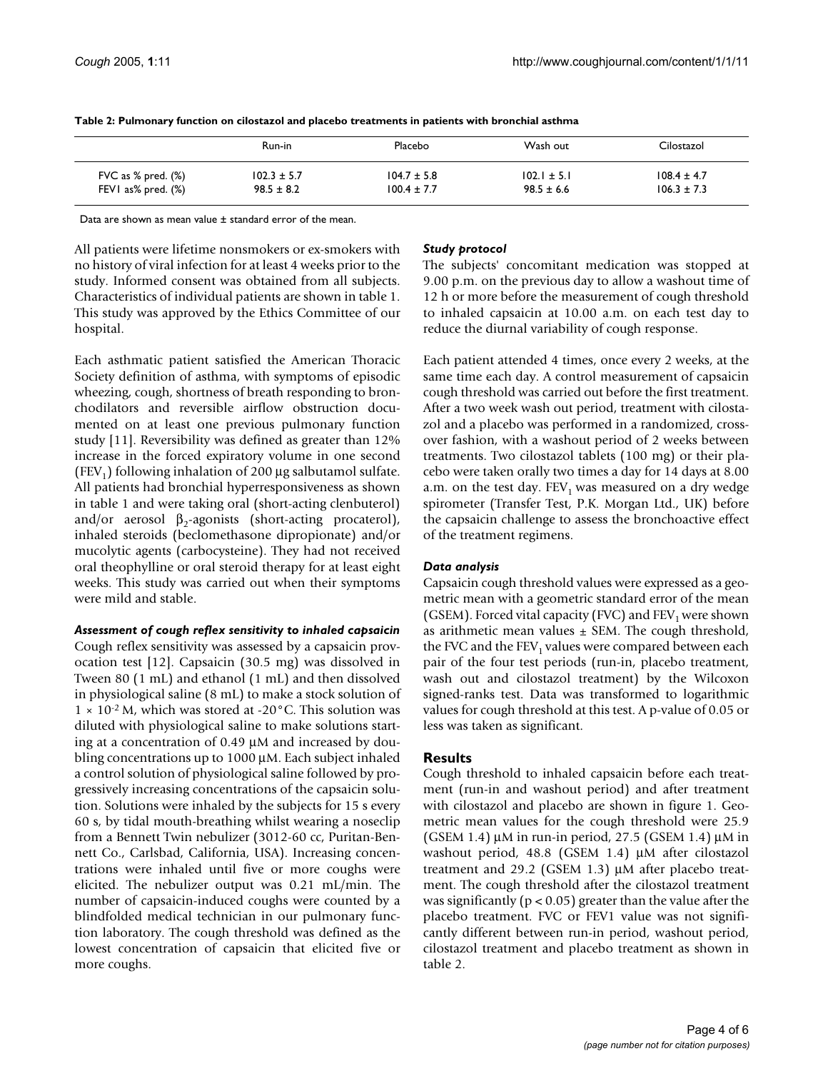**Table 2: Pulmonary function on cilostazol and placebo treatments in patients with bronchial asthma**

| | Run-in | Placebo | Wash out | Cilostazol |
|---|---|---|---|---|
| FVC as % pred. (%) | 102.3 ± 5.7 | 104.7 ± 5.8 | 102.1 ± 5.1 | 108.4 ± 4.7 |
| FEV1 as% pred. (%) | 98.5 ± 8.2 | 100.4 ± 7.7 | 98.5 ± 6.6 | 106.3 ± 7.3 |

Data are shown as mean value ± standard error of the mean.

All patients were lifetime nonsmokers or ex-smokers with no history of viral infection for at least 4 weeks prior to the study. Informed consent was obtained from all subjects. Characteristics of individual patients are shown in table 1. This study was approved by the Ethics Committee of our hospital.

Each asthmatic patient satisfied the American Thoracic Society definition of asthma, with symptoms of episodic wheezing, cough, shortness of breath responding to bronchodilators and reversible airflow obstruction documented on at least one previous pulmonary function study [11]. Reversibility was defined as greater than 12% increase in the forced expiratory volume in one second ($FEV_1$) following inhalation of 200 μg salbutamol sulfate. All patients had bronchial hyperresponsiveness as shown in table 1 and were taking oral (short-acting clenbuterol) and/or aerosol $\beta_2$-agonists (short-acting procaterol), inhaled steroids (beclomethasone dipropionate) and/or mucolytic agents (carbocysteine). They had not received oral theophylline or oral steroid therapy for at least eight weeks. This study was carried out when their symptoms were mild and stable.

### *Assessment of cough reflex sensitivity to inhaled capsaicin*

Cough reflex sensitivity was assessed by a capsaicin provocation test [12]. Capsaicin (30.5 mg) was dissolved in Tween 80 (1 mL) and ethanol (1 mL) and then dissolved in physiological saline (8 mL) to make a stock solution of $1 \times 10^{-2}$ M, which was stored at -20°C. This solution was diluted with physiological saline to make solutions starting at a concentration of 0.49 μM and increased by doubling concentrations up to 1000 μM. Each subject inhaled a control solution of physiological saline followed by progressively increasing concentrations of the capsaicin solution. Solutions were inhaled by the subjects for 15 s every 60 s, by tidal mouth-breathing whilst wearing a noseclip from a Bennett Twin nebulizer (3012-60 cc, Puritan-Bennett Co., Carlsbad, California, USA). Increasing concentrations were inhaled until five or more coughs were elicited. The nebulizer output was 0.21 mL/min. The number of capsaicin-induced coughs were counted by a blindfolded medical technician in our pulmonary function laboratory. The cough threshold was defined as the lowest concentration of capsaicin that elicited five or more coughs.

### *Study protocol*

The subjects' concomitant medication was stopped at 9.00 p.m. on the previous day to allow a washout time of 12 h or more before the measurement of cough threshold to inhaled capsaicin at 10.00 a.m. on each test day to reduce the diurnal variability of cough response.

Each patient attended 4 times, once every 2 weeks, at the same time each day. A control measurement of capsaicin cough threshold was carried out before the first treatment. After a two week wash out period, treatment with cilostazol and a placebo was performed in a randomized, crossover fashion, with a washout period of 2 weeks between treatments. Two cilostazol tablets (100 mg) or their placebo were taken orally two times a day for 14 days at 8.00 a.m. on the test day. $FEV_1$ was measured on a dry wedge spirometer (Transfer Test, P.K. Morgan Ltd., UK) before the capsaicin challenge to assess the bronchoactive effect of the treatment regimens.

### *Data analysis*

Capsaicin cough threshold values were expressed as a geometric mean with a geometric standard error of the mean (GSEM). Forced vital capacity (FVC) and $FEV_1$ were shown as arithmetic mean values ± SEM. The cough threshold, the FVC and the $FEV_1$ values were compared between each pair of the four test periods (run-in, placebo treatment, wash out and cilostazol treatment) by the Wilcoxon signed-ranks test. Data was transformed to logarithmic values for cough threshold at this test. A p-value of 0.05 or less was taken as significant.

## Results

Cough threshold to inhaled capsaicin before each treatment (run-in and washout period) and after treatment with cilostazol and placebo are shown in figure 1. Geometric mean values for the cough threshold were 25.9 (GSEM 1.4) μM in run-in period, 27.5 (GSEM 1.4) μM in washout period, 48.8 (GSEM 1.4) μM after cilostazol treatment and 29.2 (GSEM 1.3) μM after placebo treatment. The cough threshold after the cilostazol treatment was significantly ($p < 0.05$) greater than the value after the placebo treatment. FVC or FEV1 value was not significantly different between run-in period, washout period, cilostazol treatment and placebo treatment as shown in table 2.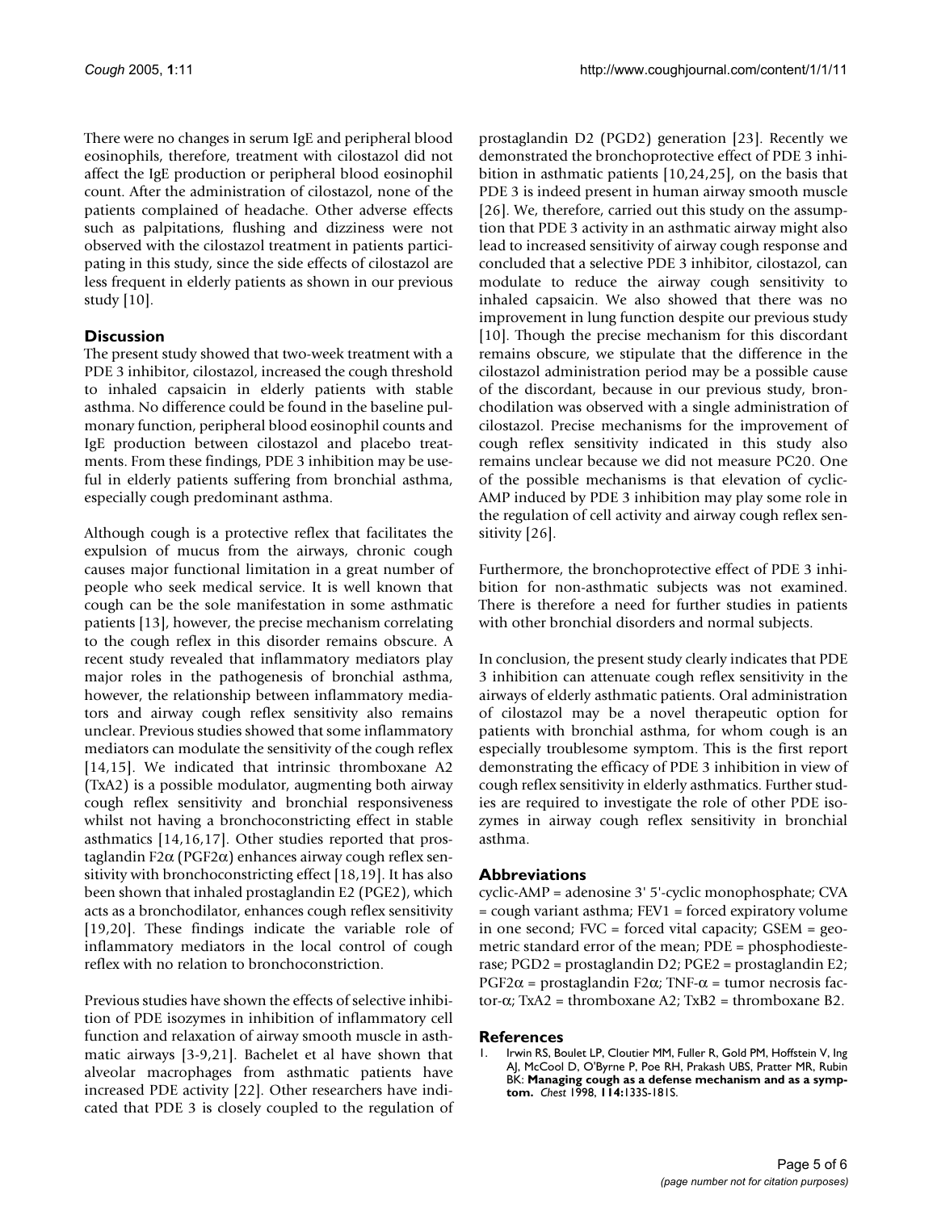There were no changes in serum IgE and peripheral blood eosinophils, therefore, treatment with cilostazol did not affect the IgE production or peripheral blood eosinophil count. After the administration of cilostazol, none of the patients complained of headache. Other adverse effects such as palpitations, flushing and dizziness were not observed with the cilostazol treatment in patients participating in this study, since the side effects of cilostazol are less frequent in elderly patients as shown in our previous study [10].

## Discussion

The present study showed that two-week treatment with a PDE 3 inhibitor, cilostazol, increased the cough threshold to inhaled capsaicin in elderly patients with stable asthma. No difference could be found in the baseline pulmonary function, peripheral blood eosinophil counts and IgE production between cilostazol and placebo treatments. From these findings, PDE 3 inhibition may be useful in elderly patients suffering from bronchial asthma, especially cough predominant asthma.

Although cough is a protective reflex that facilitates the expulsion of mucus from the airways, chronic cough causes major functional limitation in a great number of people who seek medical service. It is well known that cough can be the sole manifestation in some asthmatic patients [13], however, the precise mechanism correlating to the cough reflex in this disorder remains obscure. A recent study revealed that inflammatory mediators play major roles in the pathogenesis of bronchial asthma, however, the relationship between inflammatory mediators and airway cough reflex sensitivity also remains unclear. Previous studies showed that some inflammatory mediators can modulate the sensitivity of the cough reflex [14,15]. We indicated that intrinsic thromboxane A2 (TxA2) is a possible modulator, augmenting both airway cough reflex sensitivity and bronchial responsiveness whilst not having a bronchoconstricting effect in stable asthmatics [14,16,17]. Other studies reported that prostaglandin F2$\alpha$ (PGF2$\alpha$) enhances airway cough reflex sensitivity with bronchoconstricting effect [18,19]. It has also been shown that inhaled prostaglandin E2 (PGE2), which acts as a bronchodilator, enhances cough reflex sensitivity [19,20]. These findings indicate the variable role of inflammatory mediators in the local control of cough reflex with no relation to bronchoconstriction.

Previous studies have shown the effects of selective inhibition of PDE isozymes in inhibition of inflammatory cell function and relaxation of airway smooth muscle in asthmatic airways [3-9,21]. Bachelet et al have shown that alveolar macrophages from asthmatic patients have increased PDE activity [22]. Other researchers have indicated that PDE 3 is closely coupled to the regulation of prostaglandin D2 (PGD2) generation [23]. Recently we demonstrated the bronchoprotective effect of PDE 3 inhibition in asthmatic patients [10,24,25], on the basis that PDE 3 is indeed present in human airway smooth muscle [26]. We, therefore, carried out this study on the assumption that PDE 3 activity in an asthmatic airway might also lead to increased sensitivity of airway cough response and concluded that a selective PDE 3 inhibitor, cilostazol, can modulate to reduce the airway cough sensitivity to inhaled capsaicin. We also showed that there was no improvement in lung function despite our previous study [10]. Though the precise mechanism for this discordant remains obscure, we stipulate that the difference in the cilostazol administration period may be a possible cause of the discordant, because in our previous study, bronchodilation was observed with a single administration of cilostazol. Precise mechanisms for the improvement of cough reflex sensitivity indicated in this study also remains unclear because we did not measure PC20. One of the possible mechanisms is that elevation of cyclic-AMP induced by PDE 3 inhibition may play some role in the regulation of cell activity and airway cough reflex sensitivity [26].

Furthermore, the bronchoprotective effect of PDE 3 inhibition for non-asthmatic subjects was not examined. There is therefore a need for further studies in patients with other bronchial disorders and normal subjects.

In conclusion, the present study clearly indicates that PDE 3 inhibition can attenuate cough reflex sensitivity in the airways of elderly asthmatic patients. Oral administration of cilostazol may be a novel therapeutic option for patients with bronchial asthma, for whom cough is an especially troublesome symptom. This is the first report demonstrating the efficacy of PDE 3 inhibition in view of cough reflex sensitivity in elderly asthmatics. Further studies are required to investigate the role of other PDE isozymes in airway cough reflex sensitivity in bronchial asthma.

## Abbreviations

cyclic-AMP = adenosine 3' 5'-cyclic monophosphate; CVA = cough variant asthma; FEV1 = forced expiratory volume in one second; FVC = forced vital capacity; GSEM = geometric standard error of the mean; PDE = phosphodiesterase; PGD2 = prostaglandin D2; PGE2 = prostaglandin E2; PGF2$\alpha$ = prostaglandin F2$\alpha$; TNF-$\alpha$ = tumor necrosis factor-$\alpha$; TxA2 = thromboxane A2; TxB2 = thromboxane B2.

## References

1. Irwin RS, Boulet LP, Cloutier MM, Fuller R, Gold PM, Hoffstein V, Ing AJ, McCool D, O'Byrne P, Poe RH, Prakash UBS, Pratter MR, Rubin BK: **Managing cough as a defense mechanism and as a symptom.** *Chest* 1998, **114:**133S-181S.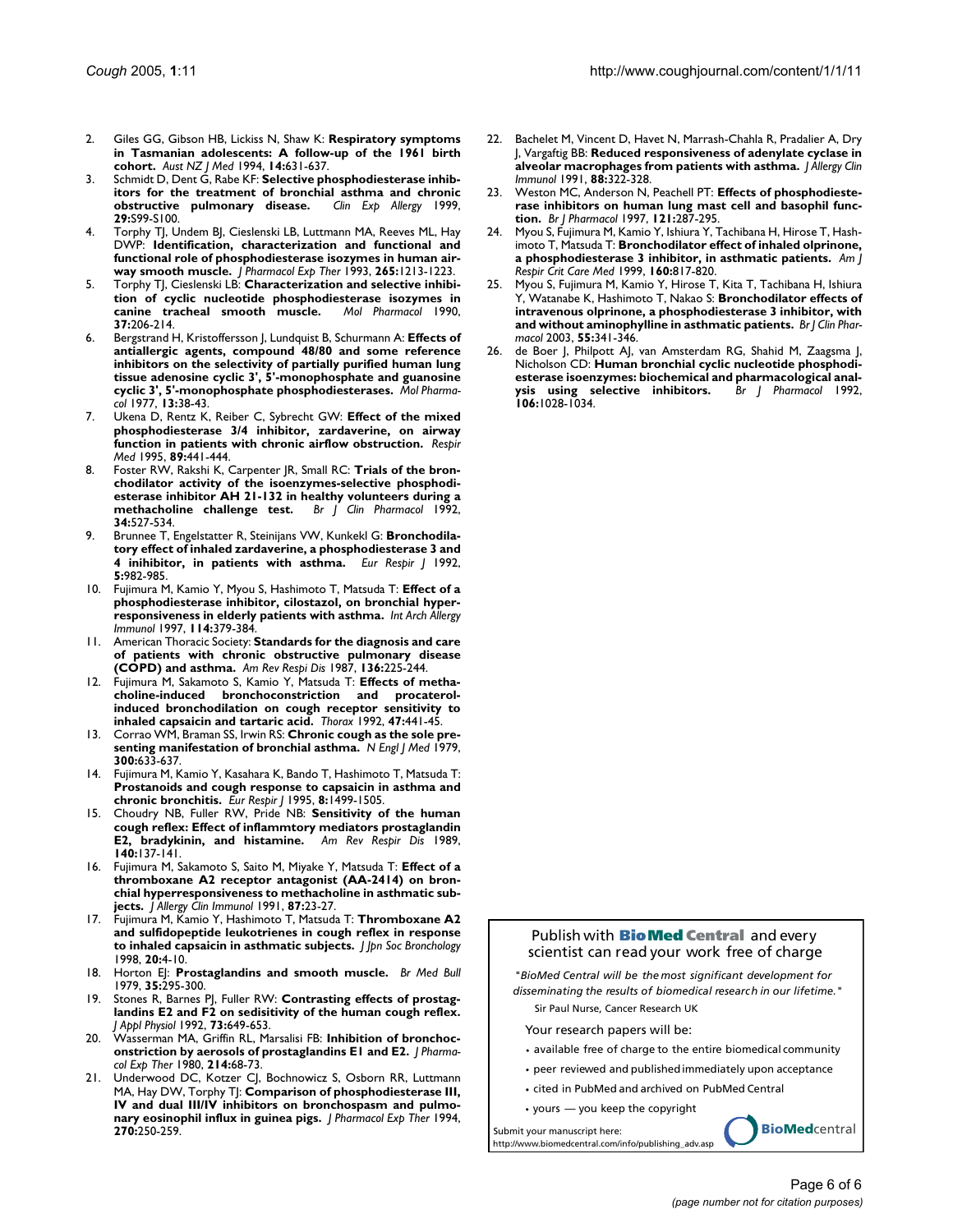2. Giles GG, Gibson HB, Lickiss N, Shaw K: **Respiratory symptoms in Tasmanian adolescents: A follow-up of the 1961 birth cohort.** *Aust NZ J Med* 1994, **14:**631-637.
3. Schmidt D, Dent G, Rabe KF: **Selective phosphodiesterase inhibitors for the treatment of bronchial asthma and chronic obstructive pulmonary disease.** *Clin Exp Allergy* 1999, **29:**S99-S100.
4. Torphy TJ, Undem BJ, Cieslenski LB, Luttmann MA, Reeves ML, Hay DWP: **Identification, characterization and functional and functional role of phosphodiesterase isozymes in human airway smooth muscle.** *J Pharmacol Exp Ther* 1993, **265:**1213-1223.
5. Torphy TJ, Cieslenski LB: **Characterization and selective inhibition of cyclic nucleotide phosphodiesterase isozymes in canine tracheal smooth muscle.** *Mol Pharmacol* 1990, **37:**206-214.
6. Bergstrand H, Kristoffersson J, Lundquist B, Schurmann A: **Effects of antiallergic agents, compound 48/80 and some reference inhibitors on the selectivity of partially purified human lung tissue adenosine cyclic 3', 5'-monophosphate and guanosine cyclic 3', 5'-monophosphate phosphodiesterases.** *Mol Pharmacol* 1977, **13:**38-43.
7. Ukena D, Rentz K, Reiber C, Sybrecht GW: **Effect of the mixed phosphodiesterase 3/4 inhibitor, zardaverine, on airway function in patients with chronic airflow obstruction.** *Respir Med* 1995, **89:**441-444.
8. Foster RW, Rakshi K, Carpenter JR, Small RC: **Trials of the bronchodilator activity of the isoenzymes-selective phosphodiesterase inhibitor AH 21-132 in healthy volunteers during a methacholine challenge test.** *Br J Clin Pharmacol* 1992, **34:**527-534.
9. Brunnee T, Engelstatter R, Steinijans VW, Kunkekl G: **Bronchodilatory effect of inhaled zardaverine, a phosphodiesterase 3 and 4 inihibitor, in patients with asthma.** *Eur Respir J* 1992, **5:**982-985.
10. Fujimura M, Kamio Y, Myou S, Hashimoto T, Matsuda T: **Effect of a phosphodiesterase inhibitor, cilostazol, on bronchial hyperresponsiveness in elderly patients with asthma.** *Int Arch Allergy Immunol* 1997, **114:**379-384.
11. American Thoracic Society: **Standards for the diagnosis and care of patients with chronic obstructive pulmonary disease (COPD) and asthma.** *Am Rev Respi Dis* 1987, **136:**225-244.
12. Fujimura M, Sakamoto S, Kamio Y, Matsuda T: **Effects of methacholine-induced bronchoconstriction and procaterol-induced bronchodilation on cough receptor sensitivity to inhaled capsaicin and tartaric acid.** *Thorax* 1992, **47:**441-45.
13. Corrao WM, Braman SS, Irwin RS: **Chronic cough as the sole presenting manifestation of bronchial asthma.** *N Engl J Med* 1979, **300:**633-637.
14. Fujimura M, Kamio Y, Kasahara K, Bando T, Hashimoto T, Matsuda T: **Prostanoids and cough response to capsaicin in asthma and chronic bronchitis.** *Eur Respir J* 1995, **8:**1499-1505.
15. Choudry NB, Fuller RW, Pride NB: **Sensitivity of the human cough reflex: Effect of inflammtory mediators prostaglandin E2, bradykinin, and histamine.** *Am Rev Respir Dis* 1989, **140:**137-141.
16. Fujimura M, Sakamoto S, Saito M, Miyake Y, Matsuda T: **Effect of a thromboxane A2 receptor antagonist (AA-2414) on bronchial hyperresponsiveness to methacholine in asthmatic subjects.** *J Allergy Clin Immunol* 1991, **87:**23-27.
17. Fujimura M, Kamio Y, Hashimoto T, Matsuda T: **Thromboxane A2 and sulfidopeptide leukotrienes in cough reflex in response to inhaled capsaicin in asthmatic subjects.** *J Jpn Soc Bronchology* 1998, **20:**4-10.
18. Horton EJ: **Prostaglandins and smooth muscle.** *Br Med Bull* 1979, **35:**295-300.
19. Stones R, Barnes PJ, Fuller RW: **Contrasting effects of prostaglandins E2 and F2 on sedisitivity of the human cough reflex.** *J Appl Physiol* 1992, **73:**649-653.
20. Wasserman MA, Griffin RL, Marsalisi FB: **Inhibition of bronchoconstriction by aerosols of prostaglandins E1 and E2.** *J Pharmacol Exp Ther* 1980, **214:**68-73.
21. Underwood DC, Kotzer CJ, Bochnowicz S, Osborn RR, Luttmann MA, Hay DW, Torphy TJ: **Comparison of phosphodiesterase III, IV and dual III/IV inhibitors on bronchospasm and pulmonary eosinophil influx in guinea pigs.** *J Pharmacol Exp Ther* 1994, **270:**250-259.
22. Bachelet M, Vincent D, Havet N, Marrash-Chahla R, Pradalier A, Dry J, Vargaftig BB: **Reduced responsiveness of adenylate cyclase in alveolar macrophages from patients with asthma.** *J Allergy Clin Immunol* 1991, **88:**322-328.
23. Weston MC, Anderson N, Peachell PT: **Effects of phosphodiesterase inhibitors on human lung mast cell and basophil function.** *Br J Pharmacol* 1997, **121:**287-295.
24. Myou S, Fujimura M, Kamio Y, Ishiura Y, Tachibana H, Hirose T, Hashimoto T, Matsuda T: **Bronchodilator effect of inhaled olprinone, a phosphodiesterase 3 inhibitor, in asthmatic patients.** *Am J Respir Crit Care Med* 1999, **160:**817-820.
25. Myou S, Fujimura M, Kamio Y, Hirose T, Kita T, Tachibana H, Ishiura Y, Watanabe K, Hashimoto T, Nakao S: **Bronchodilator effects of intravenous olprinone, a phosphodiesterase 3 inhibitor, with and without aminophylline in asthmatic patients.** *Br J Clin Pharmacol* 2003, **55:**341-346.
26. de Boer J, Philpott AJ, van Amsterdam RG, Shahid M, Zaagsma J, Nicholson CD: **Human bronchial cyclic nucleotide phosphodiesterase isoenzymes: biochemical and pharmacological analysis using selective inhibitors.** *Br J Pharmacol* 1992, **106:**1028-1034.

Publish with **BioMed Central** and every scientist can read your work free of charge

*"BioMed Central will be the most significant development for disseminating the results of biomedical research in our lifetime."*
Sir Paul Nurse, Cancer Research UK

Your research papers will be:

- available free of charge to the entire biomedical community
- peer reviewed and published immediately upon acceptance
- cited in PubMed and archived on PubMed Central
- yours — you keep the copyright

Submit your manuscript here:
http://www.biomedcentral.com/info/publishing_adv.asp

BioMedcentral